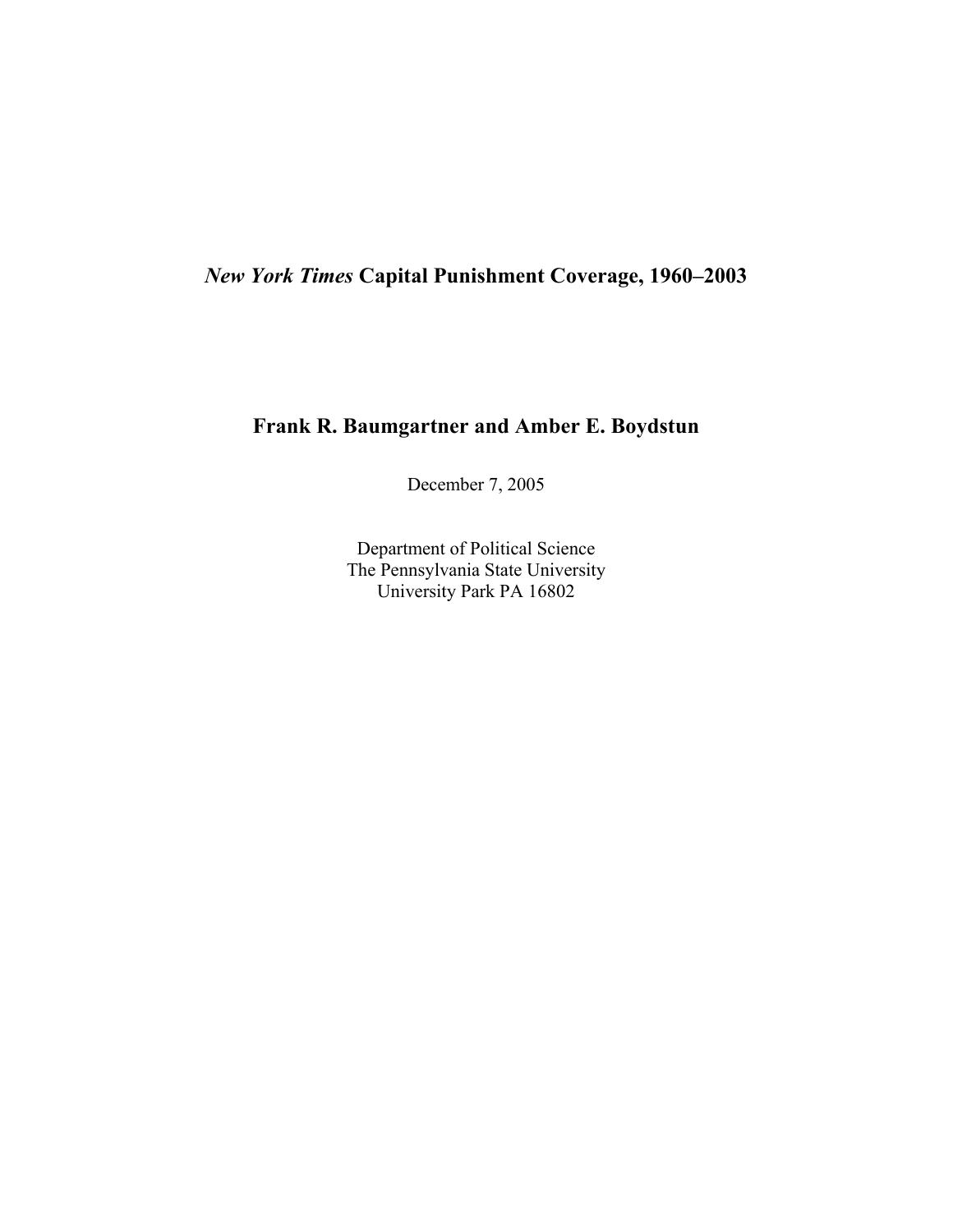# *New York Times* Capital Punishment Coverage, 1960–2003

**Frank R. Baumgartner and Amber E. Boydstun**

December 7, 2005

Department of Political Science
The Pennsylvania State University
University Park PA 16802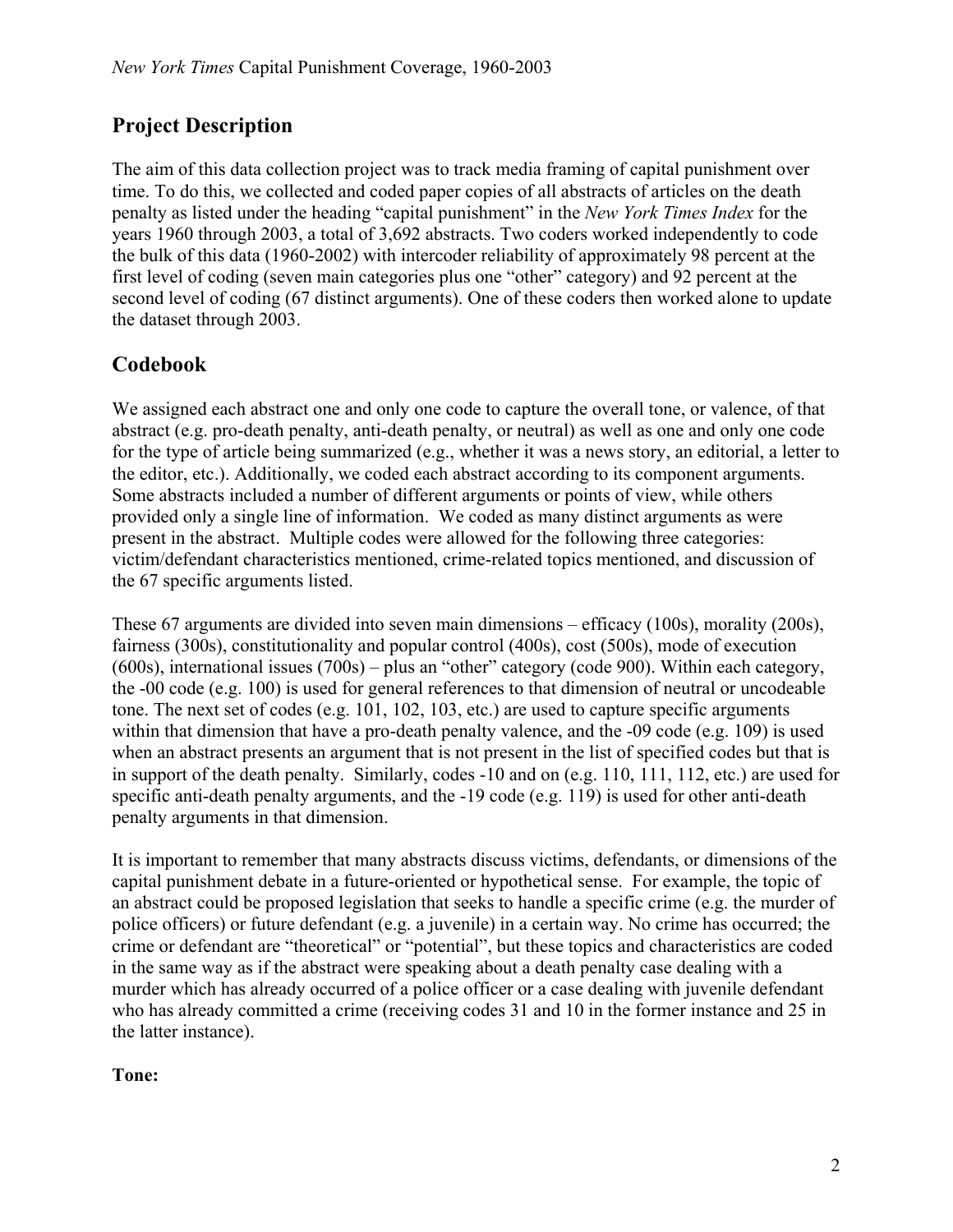## Project Description

The aim of this data collection project was to track media framing of capital punishment over time. To do this, we collected and coded paper copies of all abstracts of articles on the death penalty as listed under the heading "capital punishment" in the *New York Times Index* for the years 1960 through 2003, a total of 3,692 abstracts. Two coders worked independently to code the bulk of this data (1960-2002) with intercoder reliability of approximately 98 percent at the first level of coding (seven main categories plus one "other" category) and 92 percent at the second level of coding (67 distinct arguments). One of these coders then worked alone to update the dataset through 2003.

## Codebook

We assigned each abstract one and only one code to capture the overall tone, or valence, of that abstract (e.g. pro-death penalty, anti-death penalty, or neutral) as well as one and only one code for the type of article being summarized (e.g., whether it was a news story, an editorial, a letter to the editor, etc.). Additionally, we coded each abstract according to its component arguments. Some abstracts included a number of different arguments or points of view, while others provided only a single line of information. We coded as many distinct arguments as were present in the abstract. Multiple codes were allowed for the following three categories: victim/defendant characteristics mentioned, crime-related topics mentioned, and discussion of the 67 specific arguments listed.

These 67 arguments are divided into seven main dimensions – efficacy (100s), morality (200s), fairness (300s), constitutionality and popular control (400s), cost (500s), mode of execution (600s), international issues (700s) – plus an "other" category (code 900). Within each category, the -00 code (e.g. 100) is used for general references to that dimension of neutral or uncodeable tone. The next set of codes (e.g. 101, 102, 103, etc.) are used to capture specific arguments within that dimension that have a pro-death penalty valence, and the -09 code (e.g. 109) is used when an abstract presents an argument that is not present in the list of specified codes but that is in support of the death penalty. Similarly, codes -10 and on (e.g. 110, 111, 112, etc.) are used for specific anti-death penalty arguments, and the -19 code (e.g. 119) is used for other anti-death penalty arguments in that dimension.

It is important to remember that many abstracts discuss victims, defendants, or dimensions of the capital punishment debate in a future-oriented or hypothetical sense. For example, the topic of an abstract could be proposed legislation that seeks to handle a specific crime (e.g. the murder of police officers) or future defendant (e.g. a juvenile) in a certain way. No crime has occurred; the crime or defendant are "theoretical" or "potential", but these topics and characteristics are coded in the same way as if the abstract were speaking about a death penalty case dealing with a murder which has already occurred of a police officer or a case dealing with juvenile defendant who has already committed a crime (receiving codes 31 and 10 in the former instance and 25 in the latter instance).

**Tone:**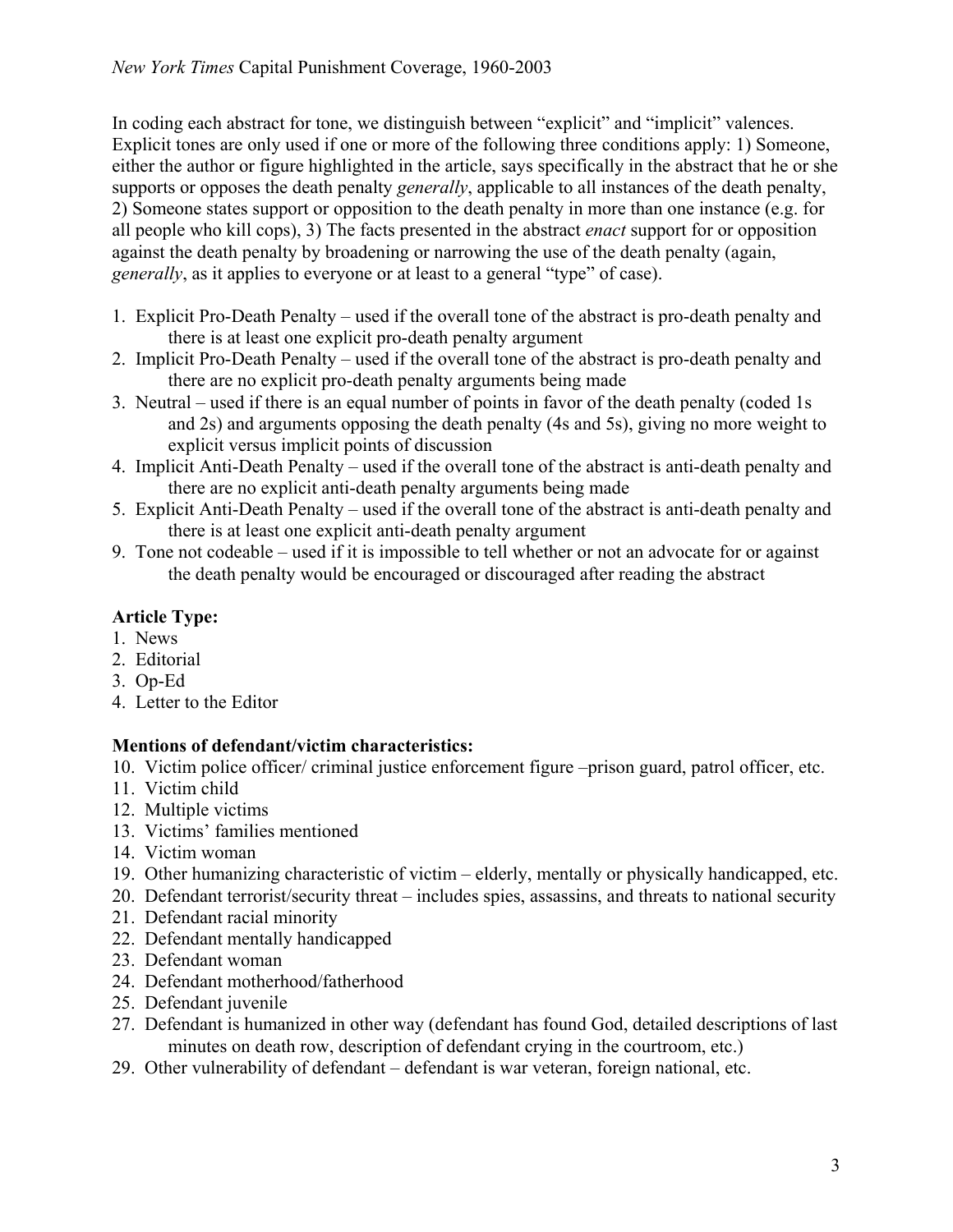In coding each abstract for tone, we distinguish between “explicit” and “implicit” valences. Explicit tones are only used if one or more of the following three conditions apply: 1) Someone, either the author or figure highlighted in the article, says specifically in the abstract that he or she supports or opposes the death penalty *generally*, applicable to all instances of the death penalty, 2) Someone states support or opposition to the death penalty in more than one instance (e.g. for all people who kill cops), 3) The facts presented in the abstract *enact* support for or opposition against the death penalty by broadening or narrowing the use of the death penalty (again, *generally*, as it applies to everyone or at least to a general “type” of case).

1. Explicit Pro-Death Penalty – used if the overall tone of the abstract is pro-death penalty and there is at least one explicit pro-death penalty argument
2. Implicit Pro-Death Penalty – used if the overall tone of the abstract is pro-death penalty and there are no explicit pro-death penalty arguments being made
3. Neutral – used if there is an equal number of points in favor of the death penalty (coded 1s and 2s) and arguments opposing the death penalty (4s and 5s), giving no more weight to explicit versus implicit points of discussion
4. Implicit Anti-Death Penalty – used if the overall tone of the abstract is anti-death penalty and there are no explicit anti-death penalty arguments being made
5. Explicit Anti-Death Penalty – used if the overall tone of the abstract is anti-death penalty and there is at least one explicit anti-death penalty argument

9. Tone not codeable – used if it is impossible to tell whether or not an advocate for or against the death penalty would be encouraged or discouraged after reading the abstract

**Article Type:**

1. News
2. Editorial
3. Op-Ed
4. Letter to the Editor

**Mentions of defendant/victim characteristics:**

10. Victim police officer/ criminal justice enforcement figure –prison guard, patrol officer, etc.
11. Victim child
12. Multiple victims
13. Victims’ families mentioned
14. Victim woman

19. Other humanizing characteristic of victim – elderly, mentally or physically handicapped, etc.
20. Defendant terrorist/security threat – includes spies, assassins, and threats to national security
21. Defendant racial minority
22. Defendant mentally handicapped
23. Defendant woman
24. Defendant motherhood/fatherhood
25. Defendant juvenile

27. Defendant is humanized in other way (defendant has found God, detailed descriptions of last minutes on death row, description of defendant crying in the courtroom, etc.)

29. Other vulnerability of defendant – defendant is war veteran, foreign national, etc.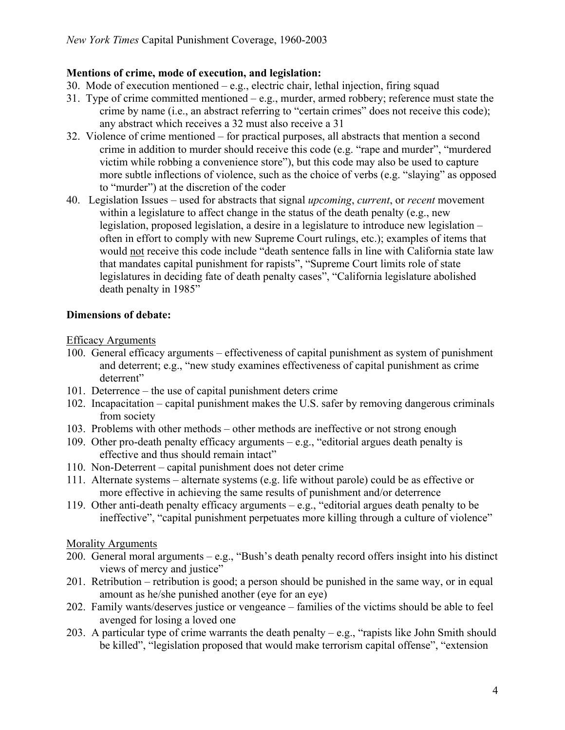**Mentions of crime, mode of execution, and legislation:**

30. Mode of execution mentioned – e.g., electric chair, lethal injection, firing squad
31. Type of crime committed mentioned – e.g., murder, armed robbery; reference must state the crime by name (i.e., an abstract referring to "certain crimes" does not receive this code); any abstract which receives a 32 must also receive a 31
32. Violence of crime mentioned – for practical purposes, all abstracts that mention a second crime in addition to murder should receive this code (e.g. "rape and murder", "murdered victim while robbing a convenience store"), but this code may also be used to capture more subtle inflections of violence, such as the choice of verbs (e.g. "slaying" as opposed to "murder") at the discretion of the coder
40. Legislation Issues – used for abstracts that signal *upcoming*, *current*, or *recent* movement within a legislature to affect change in the status of the death penalty (e.g., new legislation, proposed legislation, a desire in a legislature to introduce new legislation – often in effort to comply with new Supreme Court rulings, etc.); examples of items that would <u>not</u> receive this code include "death sentence falls in line with California state law that mandates capital punishment for rapists", "Supreme Court limits role of state legislatures in deciding fate of death penalty cases", "California legislature abolished death penalty in 1985"

**Dimensions of debate:**

<u>Efficacy Arguments</u>

100. General efficacy arguments – effectiveness of capital punishment as system of punishment and deterrent; e.g., "new study examines effectiveness of capital punishment as crime deterrent"
101. Deterrence – the use of capital punishment deters crime
102. Incapacitation – capital punishment makes the U.S. safer by removing dangerous criminals from society
103. Problems with other methods – other methods are ineffective or not strong enough
109. Other pro-death penalty efficacy arguments – e.g., "editorial argues death penalty is effective and thus should remain intact"
110. Non-Deterrent – capital punishment does not deter crime
111. Alternate systems – alternate systems (e.g. life without parole) could be as effective or more effective in achieving the same results of punishment and/or deterrence
119. Other anti-death penalty efficacy arguments – e.g., "editorial argues death penalty to be ineffective", "capital punishment perpetuates more killing through a culture of violence"

<u>Morality Arguments</u>

200. General moral arguments – e.g., "Bush's death penalty record offers insight into his distinct views of mercy and justice"
201. Retribution – retribution is good; a person should be punished in the same way, or in equal amount as he/she punished another (eye for an eye)
202. Family wants/deserves justice or vengeance – families of the victims should be able to feel avenged for losing a loved one
203. A particular type of crime warrants the death penalty – e.g., "rapists like John Smith should be killed", "legislation proposed that would make terrorism capital offense", "extension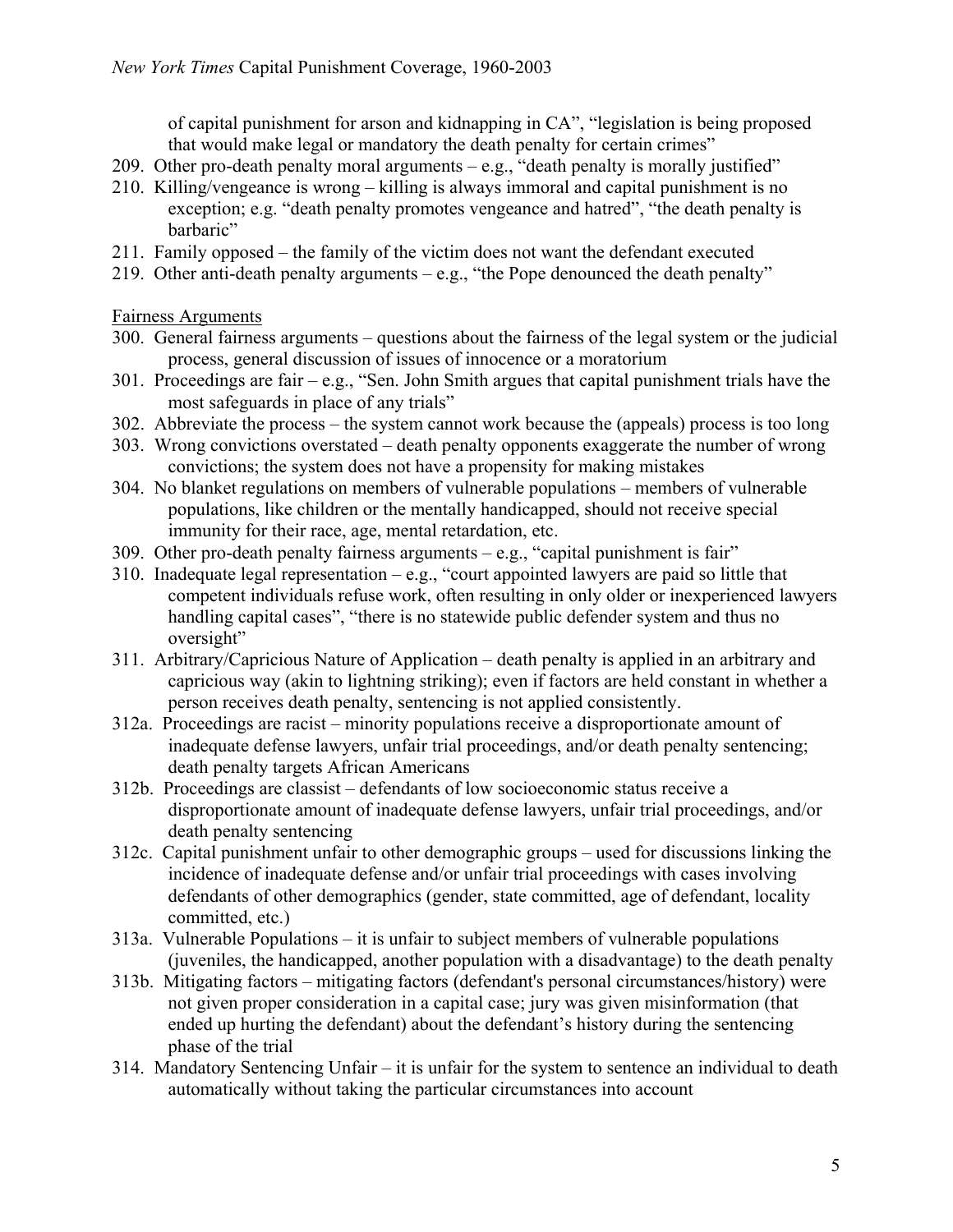of capital punishment for arson and kidnapping in CA", "legislation is being proposed that would make legal or mandatory the death penalty for certain crimes"

209. Other pro-death penalty moral arguments – e.g., "death penalty is morally justified"
210. Killing/vengeance is wrong – killing is always immoral and capital punishment is no exception; e.g. "death penalty promotes vengeance and hatred", "the death penalty is barbaric"
211. Family opposed – the family of the victim does not want the defendant executed
219. Other anti-death penalty arguments – e.g., "the Pope denounced the death penalty"

<u>Fairness Arguments</u>

300. General fairness arguments – questions about the fairness of the legal system or the judicial process, general discussion of issues of innocence or a moratorium
301. Proceedings are fair – e.g., "Sen. John Smith argues that capital punishment trials have the most safeguards in place of any trials"
302. Abbreviate the process – the system cannot work because the (appeals) process is too long
303. Wrong convictions overstated – death penalty opponents exaggerate the number of wrong convictions; the system does not have a propensity for making mistakes
304. No blanket regulations on members of vulnerable populations – members of vulnerable populations, like children or the mentally handicapped, should not receive special immunity for their race, age, mental retardation, etc.
309. Other pro-death penalty fairness arguments – e.g., "capital punishment is fair"
310. Inadequate legal representation – e.g., "court appointed lawyers are paid so little that competent individuals refuse work, often resulting in only older or inexperienced lawyers handling capital cases", "there is no statewide public defender system and thus no oversight"
311. Arbitrary/Capricious Nature of Application – death penalty is applied in an arbitrary and capricious way (akin to lightning striking); even if factors are held constant in whether a person receives death penalty, sentencing is not applied consistently.

312a. Proceedings are racist – minority populations receive a disproportionate amount of inadequate defense lawyers, unfair trial proceedings, and/or death penalty sentencing; death penalty targets African Americans

312b. Proceedings are classist – defendants of low socioeconomic status receive a disproportionate amount of inadequate defense lawyers, unfair trial proceedings, and/or death penalty sentencing

312c. Capital punishment unfair to other demographic groups – used for discussions linking the incidence of inadequate defense and/or unfair trial proceedings with cases involving defendants of other demographics (gender, state committed, age of defendant, locality committed, etc.)

313a. Vulnerable Populations – it is unfair to subject members of vulnerable populations (juveniles, the handicapped, another population with a disadvantage) to the death penalty

313b. Mitigating factors – mitigating factors (defendant's personal circumstances/history) were not given proper consideration in a capital case; jury was given misinformation (that ended up hurting the defendant) about the defendant's history during the sentencing phase of the trial

314. Mandatory Sentencing Unfair – it is unfair for the system to sentence an individual to death automatically without taking the particular circumstances into account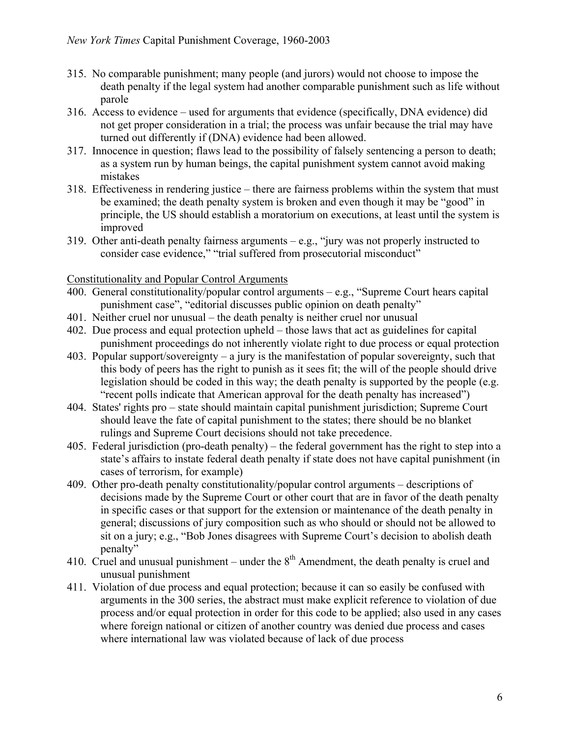315. No comparable punishment; many people (and jurors) would not choose to impose the death penalty if the legal system had another comparable punishment such as life without parole
316. Access to evidence – used for arguments that evidence (specifically, DNA evidence) did not get proper consideration in a trial; the process was unfair because the trial may have turned out differently if (DNA) evidence had been allowed.
317. Innocence in question; flaws lead to the possibility of falsely sentencing a person to death; as a system run by human beings, the capital punishment system cannot avoid making mistakes
318. Effectiveness in rendering justice – there are fairness problems within the system that must be examined; the death penalty system is broken and even though it may be "good" in principle, the US should establish a moratorium on executions, at least until the system is improved
319. Other anti-death penalty fairness arguments – e.g., "jury was not properly instructed to consider case evidence," "trial suffered from prosecutorial misconduct"

<u>Constitutionality and Popular Control Arguments</u>

400. General constitutionality/popular control arguments – e.g., "Supreme Court hears capital punishment case", "editorial discusses public opinion on death penalty"
401. Neither cruel nor unusual – the death penalty is neither cruel nor unusual
402. Due process and equal protection upheld – those laws that act as guidelines for capital punishment proceedings do not inherently violate right to due process or equal protection
403. Popular support/sovereignty – a jury is the manifestation of popular sovereignty, such that this body of peers has the right to punish as it sees fit; the will of the people should drive legislation should be coded in this way; the death penalty is supported by the people (e.g. "recent polls indicate that American approval for the death penalty has increased")
404. States' rights pro – state should maintain capital punishment jurisdiction; Supreme Court should leave the fate of capital punishment to the states; there should be no blanket rulings and Supreme Court decisions should not take precedence.
405. Federal jurisdiction (pro-death penalty) – the federal government has the right to step into a state's affairs to instate federal death penalty if state does not have capital punishment (in cases of terrorism, for example)
409. Other pro-death penalty constitutionality/popular control arguments – descriptions of decisions made by the Supreme Court or other court that are in favor of the death penalty in specific cases or that support for the extension or maintenance of the death penalty in general; discussions of jury composition such as who should or should not be allowed to sit on a jury; e.g., "Bob Jones disagrees with Supreme Court's decision to abolish death penalty"
410. Cruel and unusual punishment – under the 8th Amendment, the death penalty is cruel and unusual punishment
411. Violation of due process and equal protection; because it can so easily be confused with arguments in the 300 series, the abstract must make explicit reference to violation of due process and/or equal protection in order for this code to be applied; also used in any cases where foreign national or citizen of another country was denied due process and cases where international law was violated because of lack of due process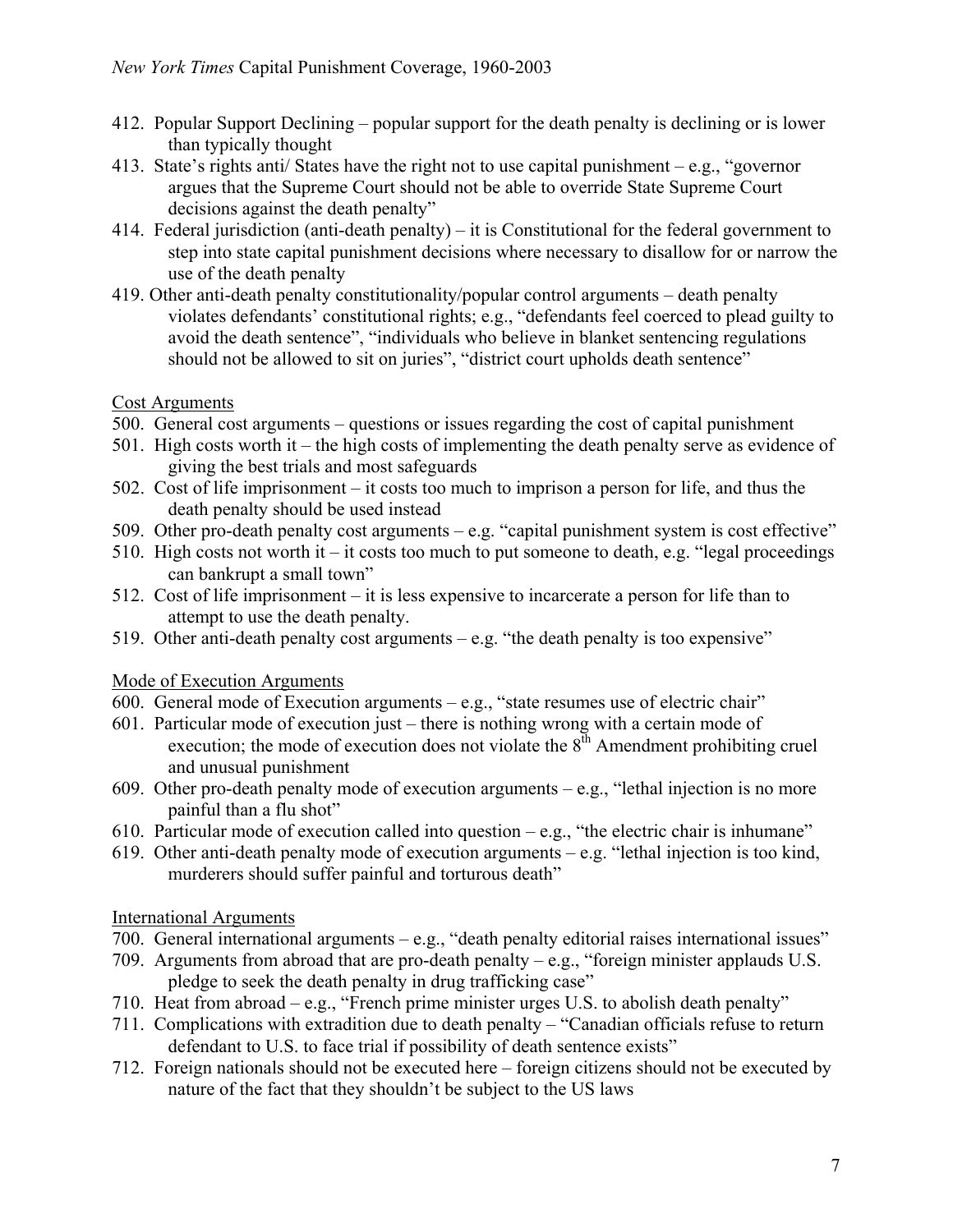412. Popular Support Declining – popular support for the death penalty is declining or is lower than typically thought

413. State's rights anti/ States have the right not to use capital punishment – e.g., "governor argues that the Supreme Court should not be able to override State Supreme Court decisions against the death penalty"

414. Federal jurisdiction (anti-death penalty) – it is Constitutional for the federal government to step into state capital punishment decisions where necessary to disallow for or narrow the use of the death penalty

419. Other anti-death penalty constitutionality/popular control arguments – death penalty violates defendants' constitutional rights; e.g., "defendants feel coerced to plead guilty to avoid the death sentence", "individuals who believe in blanket sentencing regulations should not be allowed to sit on juries", "district court upholds death sentence"

Cost Arguments

500. General cost arguments – questions or issues regarding the cost of capital punishment

501. High costs worth it – the high costs of implementing the death penalty serve as evidence of giving the best trials and most safeguards

502. Cost of life imprisonment – it costs too much to imprison a person for life, and thus the death penalty should be used instead

509. Other pro-death penalty cost arguments – e.g. "capital punishment system is cost effective"

510. High costs not worth it – it costs too much to put someone to death, e.g. "legal proceedings can bankrupt a small town"

512. Cost of life imprisonment – it is less expensive to incarcerate a person for life than to attempt to use the death penalty.

519. Other anti-death penalty cost arguments – e.g. "the death penalty is too expensive"

Mode of Execution Arguments

600. General mode of Execution arguments – e.g., "state resumes use of electric chair"

601. Particular mode of execution just – there is nothing wrong with a certain mode of execution; the mode of execution does not violate the 8th Amendment prohibiting cruel and unusual punishment

609. Other pro-death penalty mode of execution arguments – e.g., "lethal injection is no more painful than a flu shot"

610. Particular mode of execution called into question – e.g., "the electric chair is inhumane"

619. Other anti-death penalty mode of execution arguments – e.g. "lethal injection is too kind, murderers should suffer painful and torturous death"

International Arguments

700. General international arguments – e.g., "death penalty editorial raises international issues"

709. Arguments from abroad that are pro-death penalty – e.g., "foreign minister applauds U.S. pledge to seek the death penalty in drug trafficking case"

710. Heat from abroad – e.g., "French prime minister urges U.S. to abolish death penalty"

711. Complications with extradition due to death penalty – "Canadian officials refuse to return defendant to U.S. to face trial if possibility of death sentence exists"

712. Foreign nationals should not be executed here – foreign citizens should not be executed by nature of the fact that they shouldn't be subject to the US laws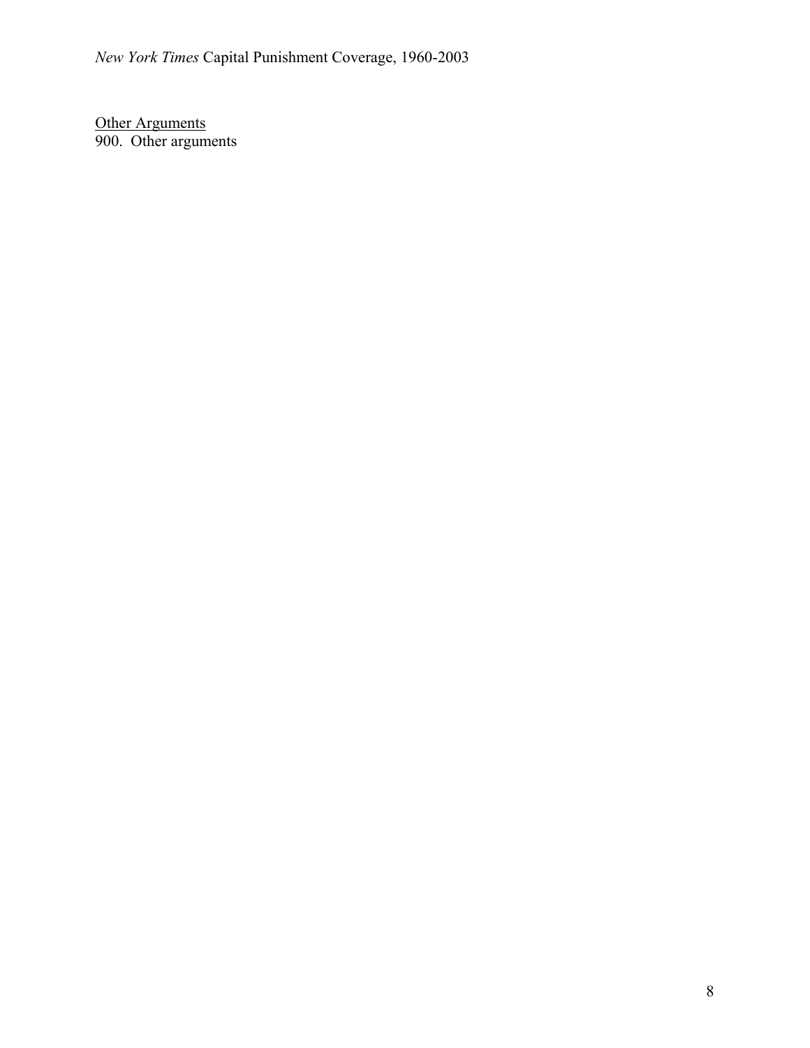Other Arguments

900. Other arguments